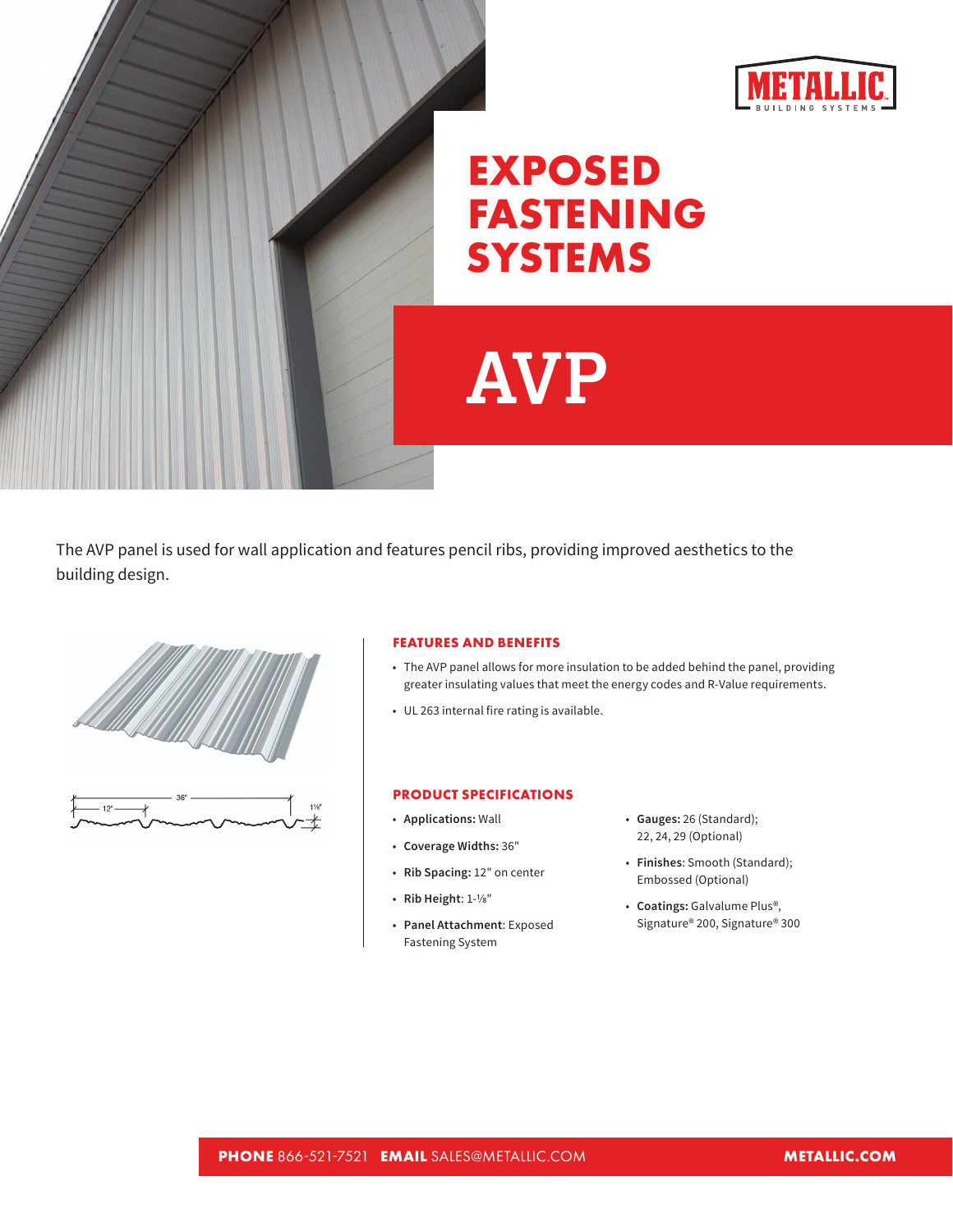# EXPOSED FASTENING SYSTEMS

# AVP

The AVP panel is used for wall application and features pencil ribs, providing improved aesthetics to the building design.

## FEATURES AND BENEFITS

- The AVP panel allows for more insulation to be added behind the panel, providing greater insulating values that meet the energy codes and R-Value requirements.
- UL 263 internal fire rating is available.

## PRODUCT SPECIFICATIONS

- **Applications:** Wall
- **Coverage Widths:** 36"
- **Rib Spacing:** 12" on center
- **Rib Height**: 1-⅛"
- **Panel Attachment**: Exposed Fastening System
- **Gauges:** 26 (Standard); 22, 24, 29 (Optional)
- **Finishes**: Smooth (Standard); Embossed (Optional)
- **Coatings:** Galvalume Plus®, Signature® 200, Signature® 300

**PHONE** 866-521-7521 **EMAIL** SALES@METALLIC.COM **METALLIC.COM**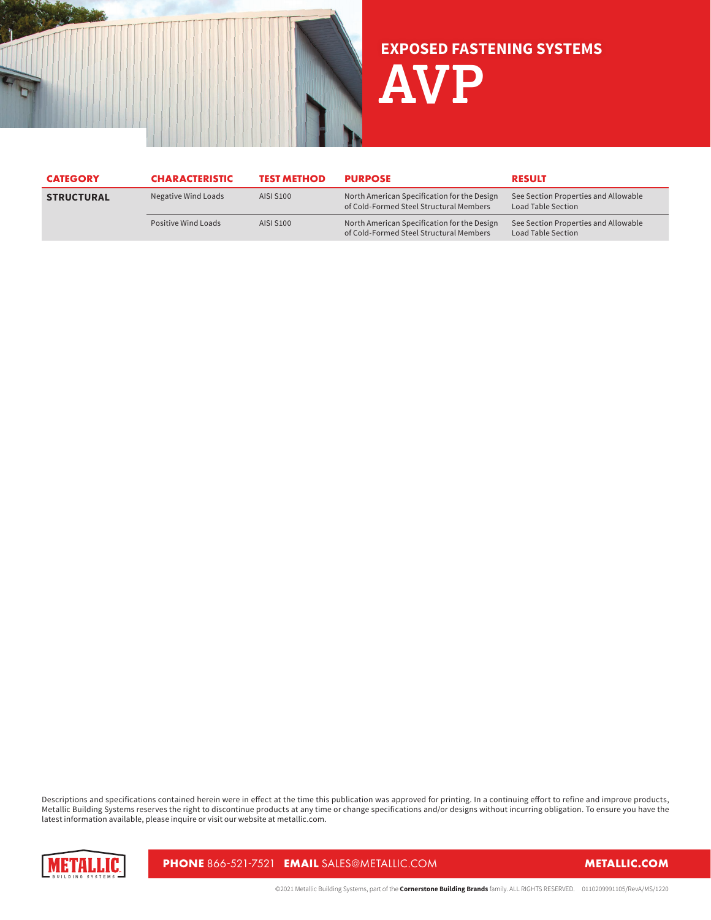## EXPOSED FASTENING SYSTEMS

# AVP

| CATEGORY | CHARACTERISTIC | TEST METHOD | PURPOSE | RESULT |
|---|---|---|---|---|
| **STRUCTURAL** | Negative Wind Loads | AISI S100 | North American Specification for the Design of Cold-Formed Steel Structural Members | See Section Properties and Allowable Load Table Section |
| | Positive Wind Loads | AISI S100 | North American Specification for the Design of Cold-Formed Steel Structural Members | See Section Properties and Allowable Load Table Section |

Descriptions and specifications contained herein were in effect at the time this publication was approved for printing. In a continuing effort to refine and improve products, Metallic Building Systems reserves the right to discontinue products at any time or change specifications and/or designs without incurring obligation. To ensure you have the latest information available, please inquire or visit our website at metallic.com.

METALLIC BUILDING SYSTEMS

**PHONE** 866-521-7521 **EMAIL** SALES@METALLIC.COM **METALLIC.COM**

©2021 Metallic Building Systems, part of the **Cornerstone Building Brands** family. ALL RIGHTS RESERVED. 0110209991105/RevA/MS/1220